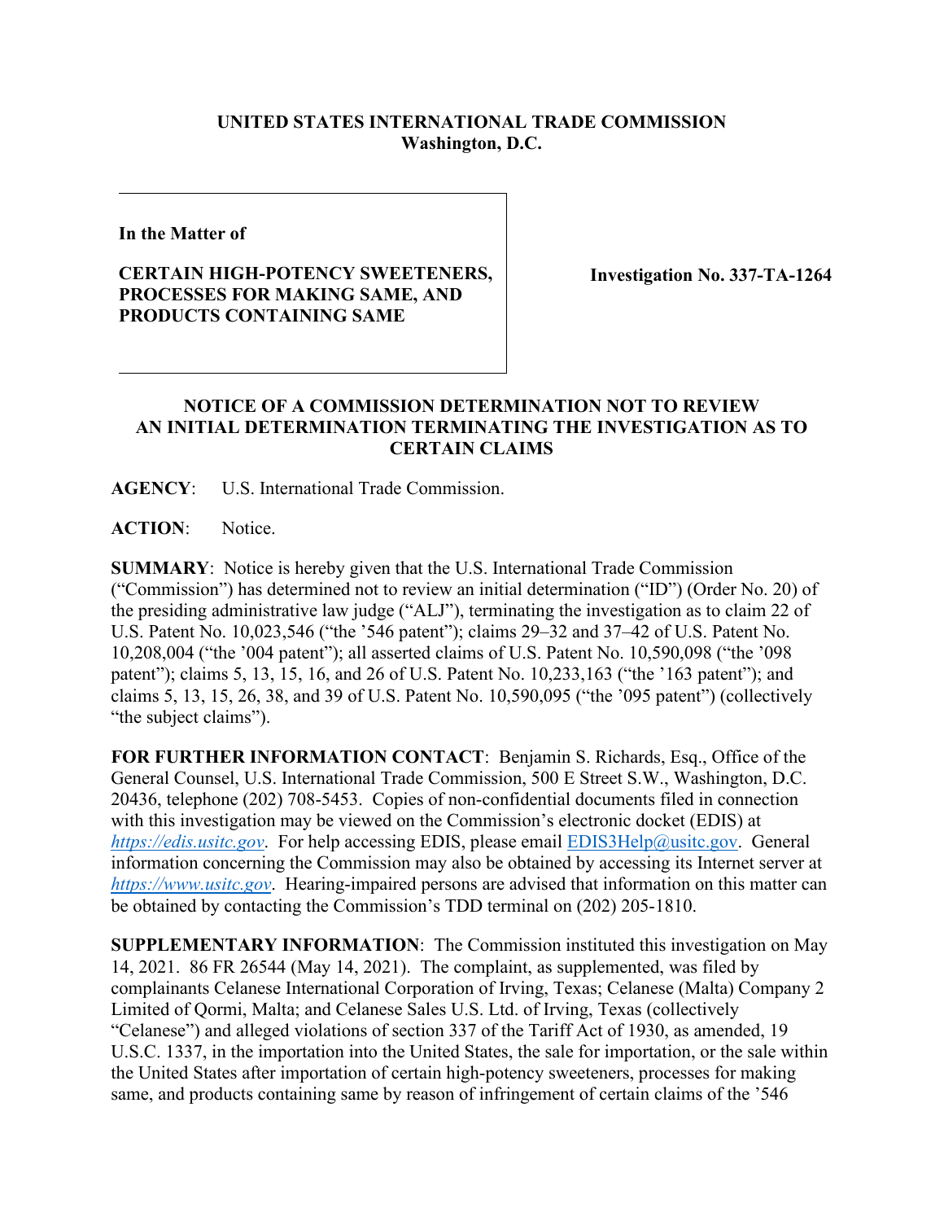**UNITED STATES INTERNATIONAL TRADE COMMISSION**
**Washington, D.C.**

| | |
|---|---|
| **In the Matter of**<br><br>**CERTAIN HIGH-POTENCY SWEETENERS, PROCESSES FOR MAKING SAME, AND PRODUCTS CONTAINING SAME** | **Investigation No. 337-TA-1264** |

# NOTICE OF A COMMISSION DETERMINATION NOT TO REVIEW AN INITIAL DETERMINATION TERMINATING THE INVESTIGATION AS TO CERTAIN CLAIMS

**AGENCY**: U.S. International Trade Commission.

**ACTION**: Notice.

**SUMMARY**: Notice is hereby given that the U.S. International Trade Commission ("Commission") has determined not to review an initial determination ("ID") (Order No. 20) of the presiding administrative law judge ("ALJ"), terminating the investigation as to claim 22 of U.S. Patent No. 10,023,546 ("the '546 patent"); claims 29–32 and 37–42 of U.S. Patent No. 10,208,004 ("the '004 patent"); all asserted claims of U.S. Patent No. 10,590,098 ("the '098 patent"); claims 5, 13, 15, 16, and 26 of U.S. Patent No. 10,233,163 ("the '163 patent"); and claims 5, 13, 15, 26, 38, and 39 of U.S. Patent No. 10,590,095 ("the '095 patent") (collectively "the subject claims").

**FOR FURTHER INFORMATION CONTACT**: Benjamin S. Richards, Esq., Office of the General Counsel, U.S. International Trade Commission, 500 E Street S.W., Washington, D.C. 20436, telephone (202) 708-5453. Copies of non-confidential documents filed in connection with this investigation may be viewed on the Commission's electronic docket (EDIS) at *https://edis.usitc.gov*. For help accessing EDIS, please email EDIS3Help@usitc.gov. General information concerning the Commission may also be obtained by accessing its Internet server at *https://www.usitc.gov*. Hearing-impaired persons are advised that information on this matter can be obtained by contacting the Commission's TDD terminal on (202) 205-1810.

**SUPPLEMENTARY INFORMATION**: The Commission instituted this investigation on May 14, 2021. 86 FR 26544 (May 14, 2021). The complaint, as supplemented, was filed by complainants Celanese International Corporation of Irving, Texas; Celanese (Malta) Company 2 Limited of Qormi, Malta; and Celanese Sales U.S. Ltd. of Irving, Texas (collectively "Celanese") and alleged violations of section 337 of the Tariff Act of 1930, as amended, 19 U.S.C. 1337, in the importation into the United States, the sale for importation, or the sale within the United States after importation of certain high-potency sweeteners, processes for making same, and products containing same by reason of infringement of certain claims of the '546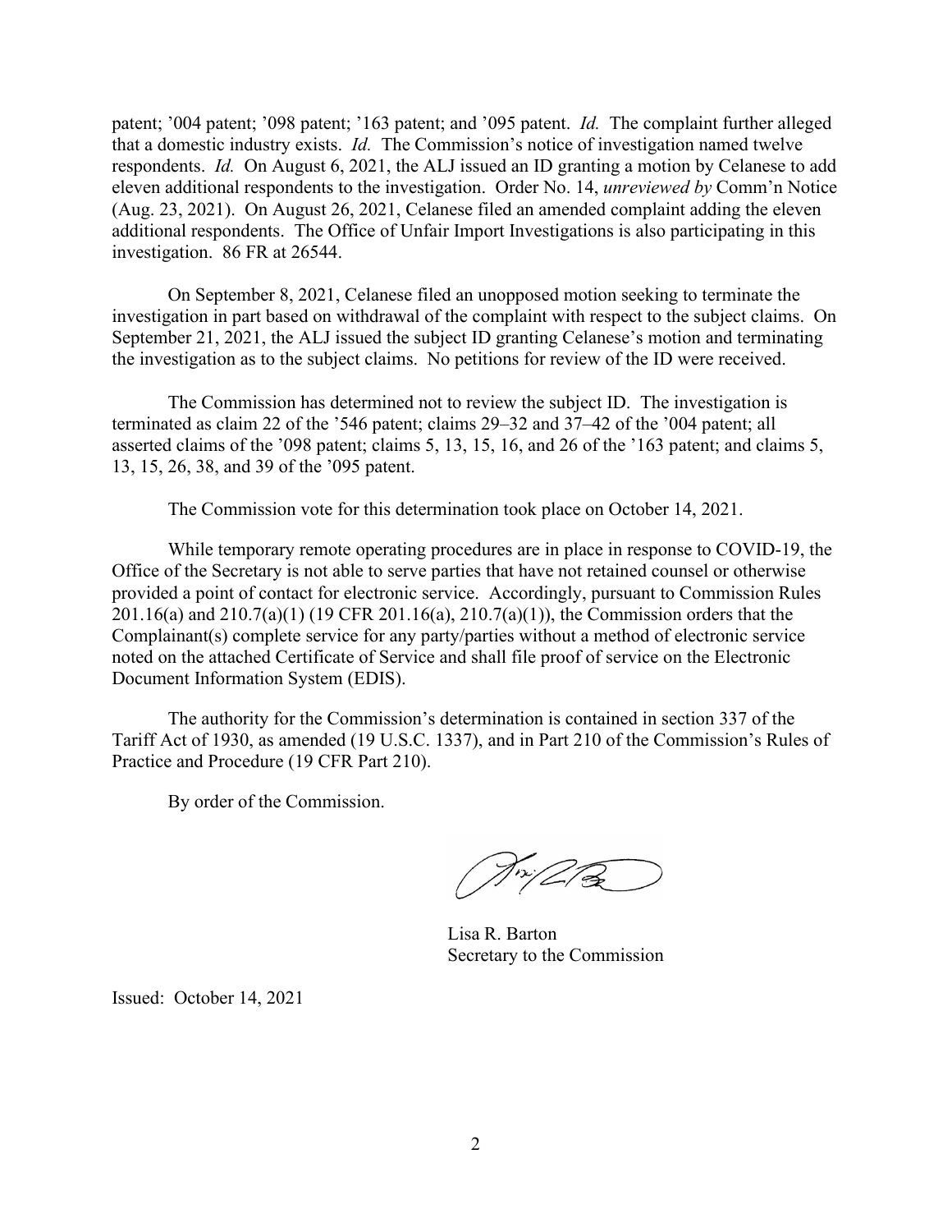patent; ’004 patent; ’098 patent; ’163 patent; and ’095 patent. *Id.* The complaint further alleged that a domestic industry exists. *Id.* The Commission’s notice of investigation named twelve respondents. *Id.* On August 6, 2021, the ALJ issued an ID granting a motion by Celanese to add eleven additional respondents to the investigation. Order No. 14, *unreviewed by* Comm’n Notice (Aug. 23, 2021). On August 26, 2021, Celanese filed an amended complaint adding the eleven additional respondents. The Office of Unfair Import Investigations is also participating in this investigation. 86 FR at 26544.

On September 8, 2021, Celanese filed an unopposed motion seeking to terminate the investigation in part based on withdrawal of the complaint with respect to the subject claims. On September 21, 2021, the ALJ issued the subject ID granting Celanese’s motion and terminating the investigation as to the subject claims. No petitions for review of the ID were received.

The Commission has determined not to review the subject ID. The investigation is terminated as claim 22 of the ’546 patent; claims 29–32 and 37–42 of the ’004 patent; all asserted claims of the ’098 patent; claims 5, 13, 15, 16, and 26 of the ’163 patent; and claims 5, 13, 15, 26, 38, and 39 of the ’095 patent.

The Commission vote for this determination took place on October 14, 2021.

While temporary remote operating procedures are in place in response to COVID-19, the Office of the Secretary is not able to serve parties that have not retained counsel or otherwise provided a point of contact for electronic service. Accordingly, pursuant to Commission Rules 201.16(a) and 210.7(a)(1) (19 CFR 201.16(a), 210.7(a)(1)), the Commission orders that the Complainant(s) complete service for any party/parties without a method of electronic service noted on the attached Certificate of Service and shall file proof of service on the Electronic Document Information System (EDIS).

The authority for the Commission’s determination is contained in section 337 of the Tariff Act of 1930, as amended (19 U.S.C. 1337), and in Part 210 of the Commission’s Rules of Practice and Procedure (19 CFR Part 210).

By order of the Commission.

Lisa R. Barton
Secretary to the Commission

Issued: October 14, 2021